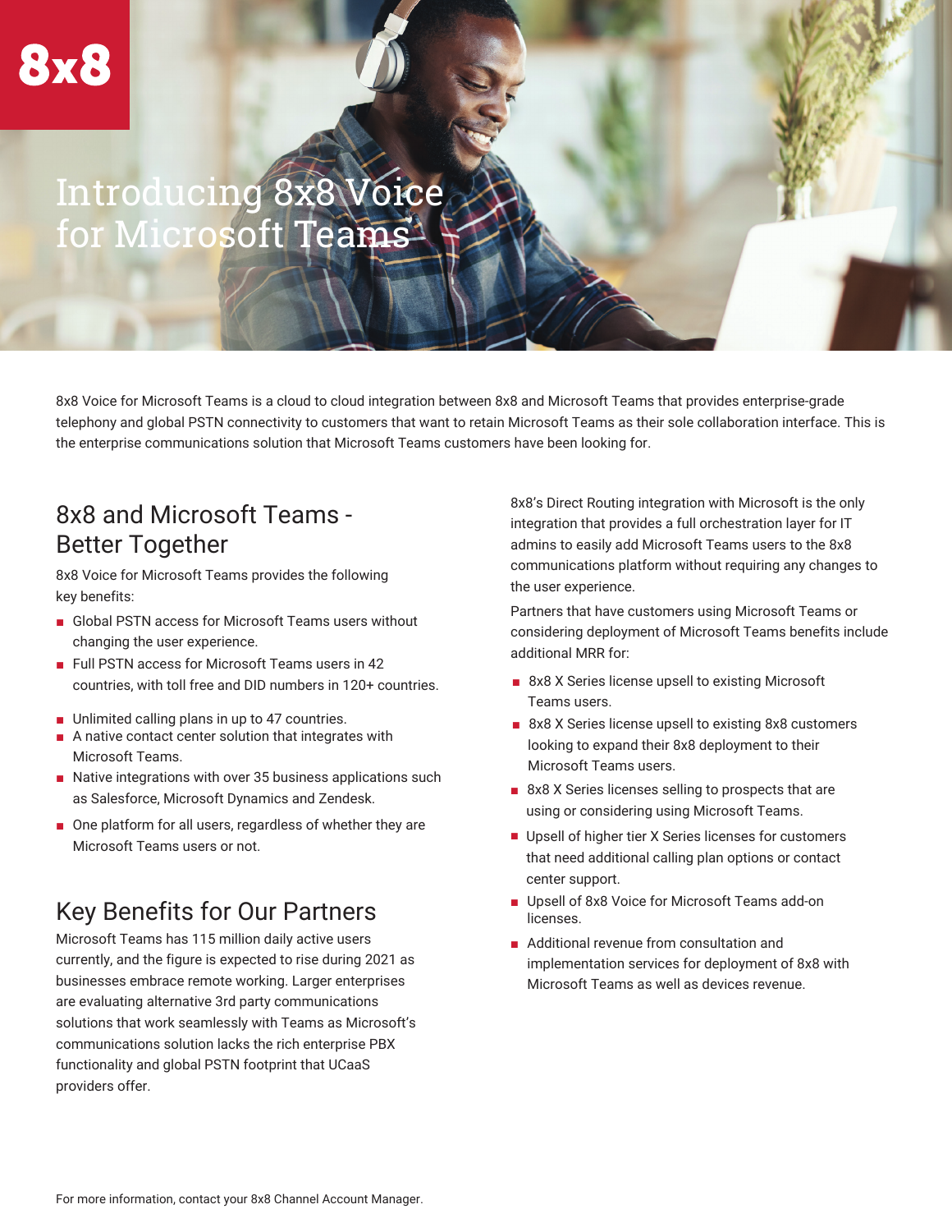8x8

# Introducing 8x8 Voice for Microsoft Teams

8x8 Voice for Microsoft Teams is a cloud to cloud integration between 8x8 and Microsoft Teams that provides enterprise-grade telephony and global PSTN connectivity to customers that want to retain Microsoft Teams as their sole collaboration interface. This is the enterprise communications solution that Microsoft Teams customers have been looking for.

## 8x8 and Microsoft Teams - Better Together

8x8 Voice for Microsoft Teams provides the following key benefits:

- Global PSTN access for Microsoft Teams users without changing the user experience.
- Full PSTN access for Microsoft Teams users in 42 countries, with toll free and DID numbers in 120+ countries.
- Unlimited calling plans in up to 47 countries.
- A native contact center solution that integrates with Microsoft Teams.
- Native integrations with over 35 business applications such as Salesforce, Microsoft Dynamics and Zendesk.
- One platform for all users, regardless of whether they are Microsoft Teams users or not.

## Key Benefits for Our Partners

Microsoft Teams has 115 million daily active users currently, and the figure is expected to rise during 2021 as businesses embrace remote working. Larger enterprises are evaluating alternative 3rd party communications solutions that work seamlessly with Teams as Microsoft's communications solution lacks the rich enterprise PBX functionality and global PSTN footprint that UCaaS providers offer.

8x8's Direct Routing integration with Microsoft is the only integration that provides a full orchestration layer for IT admins to easily add Microsoft Teams users to the 8x8 communications platform without requiring any changes to the user experience.

Partners that have customers using Microsoft Teams or considering deployment of Microsoft Teams benefits include additional MRR for:

- 8x8 X Series license upsell to existing Microsoft Teams users.
- 8x8 X Series license upsell to existing 8x8 customers looking to expand their 8x8 deployment to their Microsoft Teams users.
- 8x8 X Series licenses selling to prospects that are using or considering using Microsoft Teams.
- Upsell of higher tier X Series licenses for customers that need additional calling plan options or contact center support.
- Upsell of 8x8 Voice for Microsoft Teams add-on licenses.
- Additional revenue from consultation and implementation services for deployment of 8x8 with Microsoft Teams as well as devices revenue.

For more information, contact your 8x8 Channel Account Manager.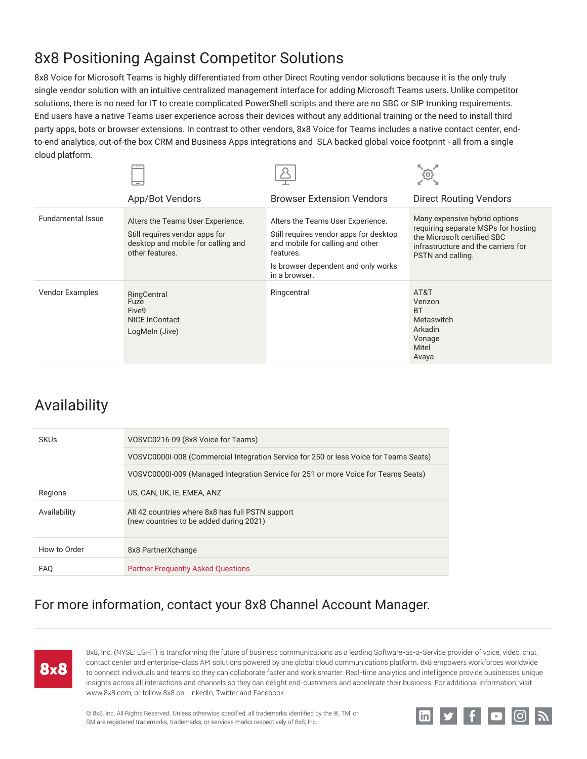# 8x8 Positioning Against Competitor Solutions

8x8 Voice for Microsoft Teams is highly differentiated from other Direct Routing vendor solutions because it is the only truly single vendor solution with an intuitive centralized management interface for adding Microsoft Teams users. Unlike competitor solutions, there is no need for IT to create complicated PowerShell scripts and there are no SBC or SIP trunking requirements. End users have a native Teams user experience across their devices without any additional training or the need to install third party apps, bots or browser extensions. In contrast to other vendors, 8x8 Voice for Teams includes a native contact center, end-to-end analytics, out-of-the box CRM and Business Apps integrations and SLA backed global voice footprint - all from a single cloud platform.

| | App/Bot Vendors | Browser Extension Vendors | Direct Routing Vendors |
|---|---|---|---|
| Fundamental Issue | Alters the Teams User Experience.<br>Still requires vendor apps for desktop and mobile for calling and other features. | Alters the Teams User Experience.<br>Still requires vendor apps for desktop and mobile for calling and other features.<br>Is browser dependent and only works in a browser. | Many expensive hybrid options requiring separate MSPs for hosting the Microsoft certified SBC infrastructure and the carriers for PSTN and calling. |
| Vendor Examples | RingCentral<br>Fuze<br>Five9<br>NICE InContact<br>LogMeIn (Jive) | Ringcentral | AT&T<br>Verizon<br>BT<br>Metaswitch<br>Arkadin<br>Vonage<br>Mitel<br>Avaya |

## Availability

| | |
|---|---|
| SKUs | VOSVC0216-09 (8x8 Voice for Teams) |
| | VOSVC0000I-008 (Commercial Integration Service for 250 or less Voice for Teams Seats) |
| | VOSVC0000I-009 (Managed Integration Service for 251 or more Voice for Teams Seats) |
| Regions | US, CAN, UK, IE, EMEA, ANZ |
| Availability | All 42 countries where 8x8 has full PSTN support<br>(new countries to be added during 2021) |
| How to Order | 8x8 PartnerXchange |
| FAQ | Partner Frequently Asked Questions |

## For more information, contact your 8x8 Channel Account Manager.

8x8, Inc. (NYSE: EGHT) is transforming the future of business communications as a leading Software-as-a-Service provider of voice, video, chat, contact center and enterprise-class API solutions powered by one global cloud communications platform. 8x8 empowers workforces worldwide to connect individuals and teams so they can collaborate faster and work smarter. Real-time analytics and intelligence provide businesses unique insights across all interactions and channels so they can delight end-customers and accelerate their business. For additional information, visit www.8x8.com, or follow 8x8 on LinkedIn, Twitter and Facebook.

© 8x8, Inc. All Rights Reserved. Unless otherwise specified, all trademarks identified by the ®, TM, or SM are registered trademarks, trademarks, or services marks respectively of 8x8, Inc.